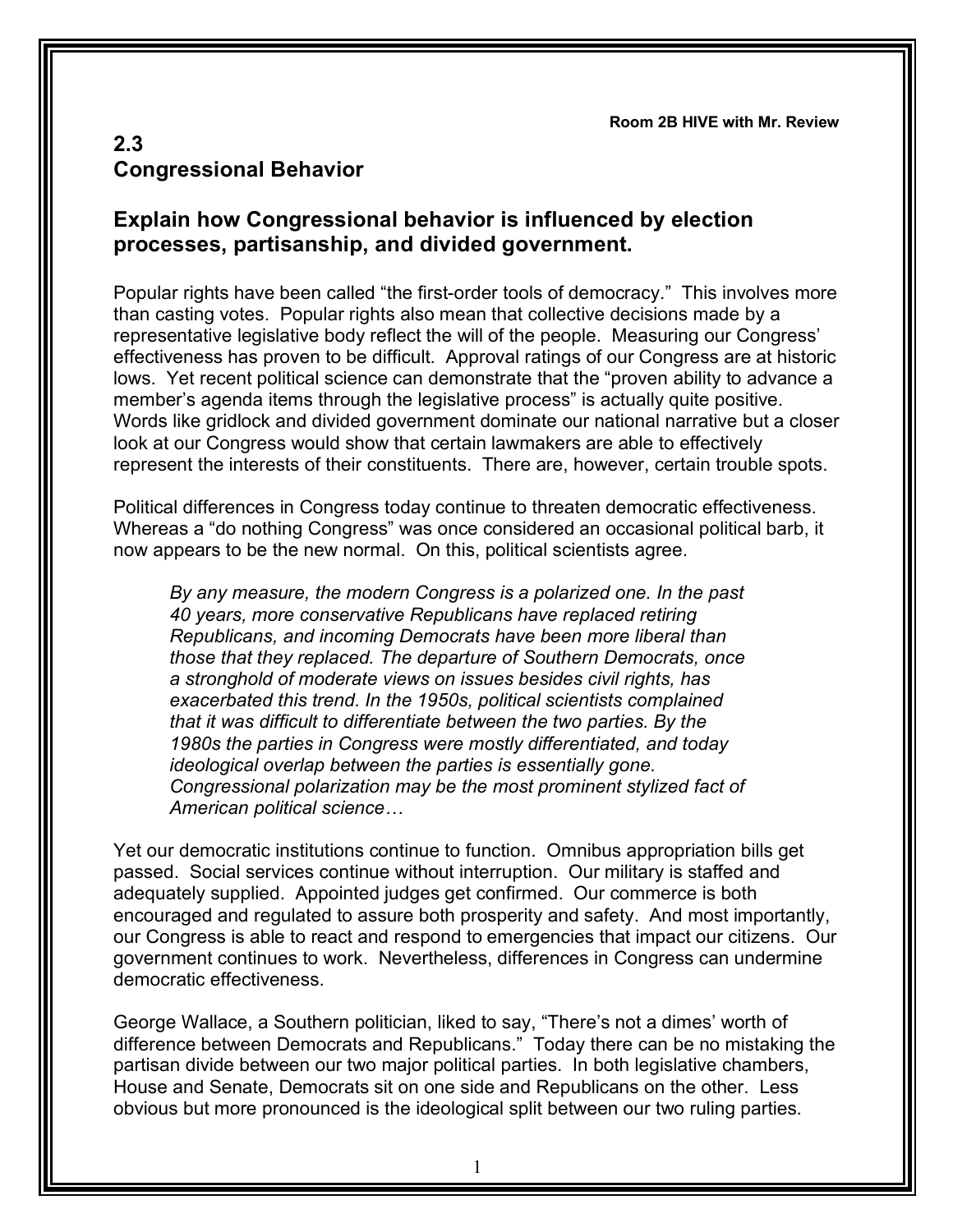Room 2B HIVE with Mr. Review

## 2.3
## Congressional Behavior

### Explain how Congressional behavior is influenced by election processes, partisanship, and divided government.

Popular rights have been called "the first-order tools of democracy." This involves more than casting votes. Popular rights also mean that collective decisions made by a representative legislative body reflect the will of the people. Measuring our Congress' effectiveness has proven to be difficult. Approval ratings of our Congress are at historic lows. Yet recent political science can demonstrate that the "proven ability to advance a member's agenda items through the legislative process" is actually quite positive. Words like gridlock and divided government dominate our national narrative but a closer look at our Congress would show that certain lawmakers are able to effectively represent the interests of their constituents. There are, however, certain trouble spots.

Political differences in Congress today continue to threaten democratic effectiveness. Whereas a "do nothing Congress" was once considered an occasional political barb, it now appears to be the new normal. On this, political scientists agree.

> *By any measure, the modern Congress is a polarized one. In the past 40 years, more conservative Republicans have replaced retiring Republicans, and incoming Democrats have been more liberal than those that they replaced. The departure of Southern Democrats, once a stronghold of moderate views on issues besides civil rights, has exacerbated this trend. In the 1950s, political scientists complained that it was difficult to differentiate between the two parties. By the 1980s the parties in Congress were mostly differentiated, and today ideological overlap between the parties is essentially gone. Congressional polarization may be the most prominent stylized fact of American political science…*

Yet our democratic institutions continue to function. Omnibus appropriation bills get passed. Social services continue without interruption. Our military is staffed and adequately supplied. Appointed judges get confirmed. Our commerce is both encouraged and regulated to assure both prosperity and safety. And most importantly, our Congress is able to react and respond to emergencies that impact our citizens. Our government continues to work. Nevertheless, differences in Congress can undermine democratic effectiveness.

George Wallace, a Southern politician, liked to say, "There's not a dimes' worth of difference between Democrats and Republicans." Today there can be no mistaking the partisan divide between our two major political parties. In both legislative chambers, House and Senate, Democrats sit on one side and Republicans on the other. Less obvious but more pronounced is the ideological split between our two ruling parties.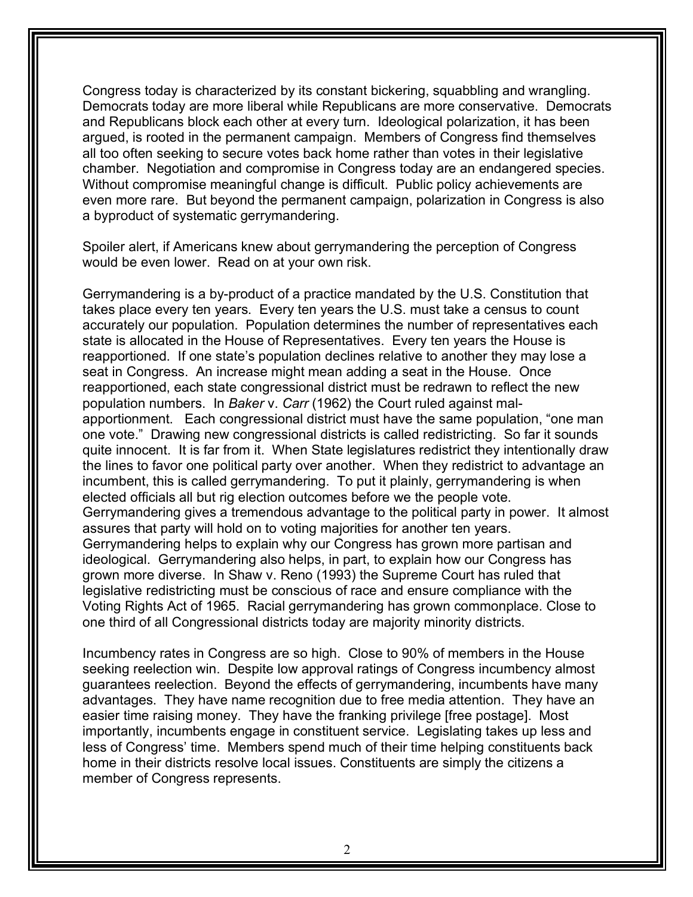Congress today is characterized by its constant bickering, squabbling and wrangling. Democrats today are more liberal while Republicans are more conservative. Democrats and Republicans block each other at every turn. Ideological polarization, it has been argued, is rooted in the permanent campaign. Members of Congress find themselves all too often seeking to secure votes back home rather than votes in their legislative chamber. Negotiation and compromise in Congress today are an endangered species. Without compromise meaningful change is difficult. Public policy achievements are even more rare. But beyond the permanent campaign, polarization in Congress is also a byproduct of systematic gerrymandering.

Spoiler alert, if Americans knew about gerrymandering the perception of Congress would be even lower. Read on at your own risk.

Gerrymandering is a by-product of a practice mandated by the U.S. Constitution that takes place every ten years. Every ten years the U.S. must take a census to count accurately our population. Population determines the number of representatives each state is allocated in the House of Representatives. Every ten years the House is reapportioned. If one state's population declines relative to another they may lose a seat in Congress. An increase might mean adding a seat in the House. Once reapportioned, each state congressional district must be redrawn to reflect the new population numbers. In *Baker* v. *Carr* (1962) the Court ruled against mal-apportionment. Each congressional district must have the same population, "one man one vote." Drawing new congressional districts is called redistricting. So far it sounds quite innocent. It is far from it. When State legislatures redistrict they intentionally draw the lines to favor one political party over another. When they redistrict to advantage an incumbent, this is called gerrymandering. To put it plainly, gerrymandering is when elected officials all but rig election outcomes before we the people vote. Gerrymandering gives a tremendous advantage to the political party in power. It almost assures that party will hold on to voting majorities for another ten years. Gerrymandering helps to explain why our Congress has grown more partisan and ideological. Gerrymandering also helps, in part, to explain how our Congress has grown more diverse. In Shaw v. Reno (1993) the Supreme Court has ruled that legislative redistricting must be conscious of race and ensure compliance with the Voting Rights Act of 1965. Racial gerrymandering has grown commonplace. Close to one third of all Congressional districts today are majority minority districts.

Incumbency rates in Congress are so high. Close to 90% of members in the House seeking reelection win. Despite low approval ratings of Congress incumbency almost guarantees reelection. Beyond the effects of gerrymandering, incumbents have many advantages. They have name recognition due to free media attention. They have an easier time raising money. They have the franking privilege [free postage]. Most importantly, incumbents engage in constituent service. Legislating takes up less and less of Congress' time. Members spend much of their time helping constituents back home in their districts resolve local issues. Constituents are simply the citizens a member of Congress represents.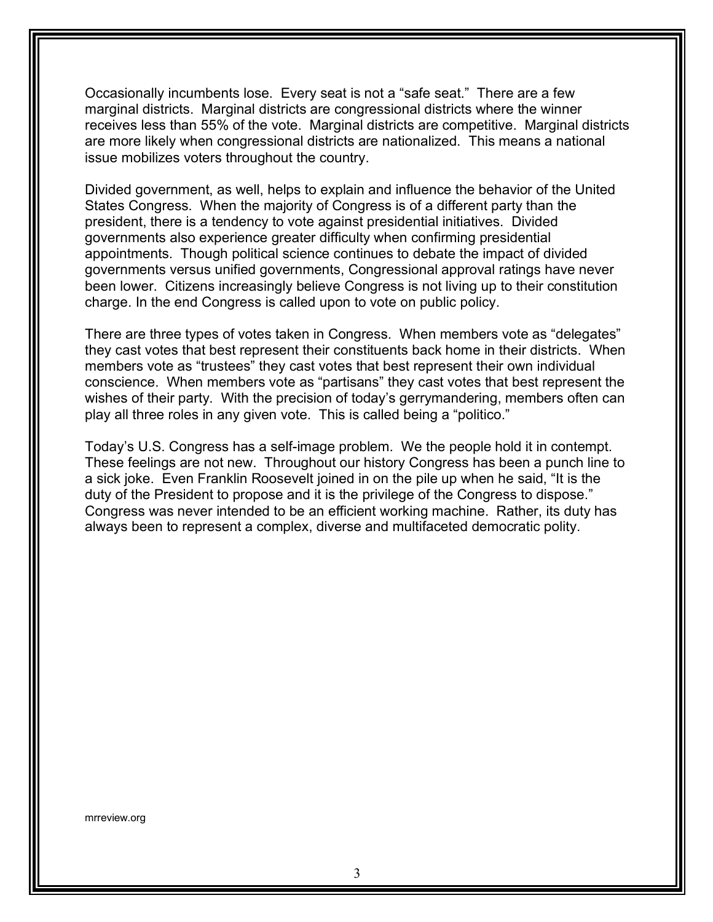Occasionally incumbents lose. Every seat is not a "safe seat." There are a few marginal districts. Marginal districts are congressional districts where the winner receives less than 55% of the vote. Marginal districts are competitive. Marginal districts are more likely when congressional districts are nationalized. This means a national issue mobilizes voters throughout the country.

Divided government, as well, helps to explain and influence the behavior of the United States Congress. When the majority of Congress is of a different party than the president, there is a tendency to vote against presidential initiatives. Divided governments also experience greater difficulty when confirming presidential appointments. Though political science continues to debate the impact of divided governments versus unified governments, Congressional approval ratings have never been lower. Citizens increasingly believe Congress is not living up to their constitution charge. In the end Congress is called upon to vote on public policy.

There are three types of votes taken in Congress. When members vote as "delegates" they cast votes that best represent their constituents back home in their districts. When members vote as "trustees" they cast votes that best represent their own individual conscience. When members vote as "partisans" they cast votes that best represent the wishes of their party. With the precision of today's gerrymandering, members often can play all three roles in any given vote. This is called being a "politico."

Today's U.S. Congress has a self-image problem. We the people hold it in contempt. These feelings are not new. Throughout our history Congress has been a punch line to a sick joke. Even Franklin Roosevelt joined in on the pile up when he said, "It is the duty of the President to propose and it is the privilege of the Congress to dispose." Congress was never intended to be an efficient working machine. Rather, its duty has always been to represent a complex, diverse and multifaceted democratic polity.

mrreview.org